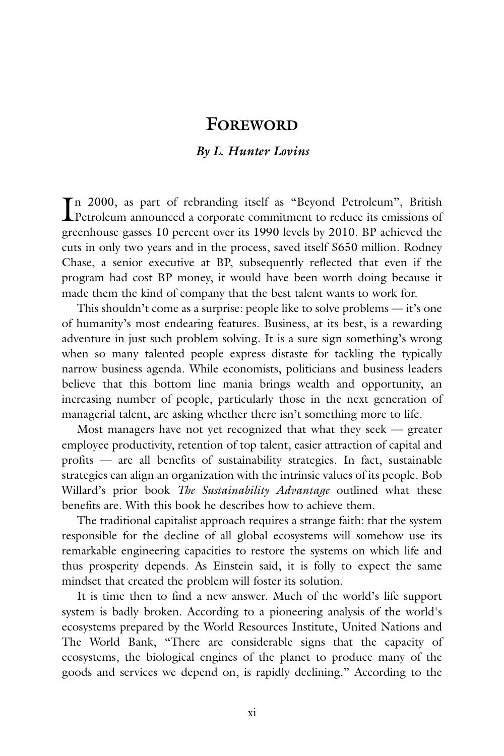# Foreword

### *By L. Hunter Lovins*

In 2000, as part of rebranding itself as "Beyond Petroleum", British Petroleum announced a corporate commitment to reduce its emissions of greenhouse gasses 10 percent over its 1990 levels by 2010. BP achieved the cuts in only two years and in the process, saved itself $650 million. Rodney Chase, a senior executive at BP, subsequently reflected that even if the program had cost BP money, it would have been worth doing because it made them the kind of company that the best talent wants to work for.

This shouldn't come as a surprise: people like to solve problems — it's one of humanity's most endearing features. Business, at its best, is a rewarding adventure in just such problem solving. It is a sure sign something's wrong when so many talented people express distaste for tackling the typically narrow business agenda. While economists, politicians and business leaders believe that this bottom line mania brings wealth and opportunity, an increasing number of people, particularly those in the next generation of managerial talent, are asking whether there isn't something more to life.

Most managers have not yet recognized that what they seek — greater employee productivity, retention of top talent, easier attraction of capital and profits — are all benefits of sustainability strategies. In fact, sustainable strategies can align an organization with the intrinsic values of its people. Bob Willard's prior book *The Sustainability Advantage* outlined what these benefits are. With this book he describes how to achieve them.

The traditional capitalist approach requires a strange faith: that the system responsible for the decline of all global ecosystems will somehow use its remarkable engineering capacities to restore the systems on which life and thus prosperity depends. As Einstein said, it is folly to expect the same mindset that created the problem will foster its solution.

It is time then to find a new answer. Much of the world's life support system is badly broken. According to a pioneering analysis of the world's ecosystems prepared by the World Resources Institute, United Nations and The World Bank, "There are considerable signs that the capacity of ecosystems, the biological engines of the planet to produce many of the goods and services we depend on, is rapidly declining." According to the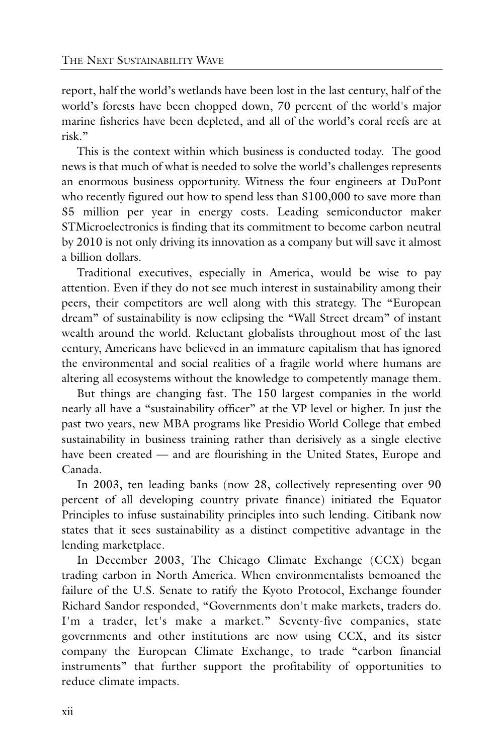report, half the world's wetlands have been lost in the last century, half of the world's forests have been chopped down, 70 percent of the world's major marine fisheries have been depleted, and all of the world's coral reefs are at risk."

This is the context within which business is conducted today. The good news is that much of what is needed to solve the world's challenges represents an enormous business opportunity. Witness the four engineers at DuPont who recently figured out how to spend less than $100,000 to save more than $5 million per year in energy costs. Leading semiconductor maker STMicroelectronics is finding that its commitment to become carbon neutral by 2010 is not only driving its innovation as a company but will save it almost a billion dollars.

Traditional executives, especially in America, would be wise to pay attention. Even if they do not see much interest in sustainability among their peers, their competitors are well along with this strategy. The "European dream" of sustainability is now eclipsing the "Wall Street dream" of instant wealth around the world. Reluctant globalists throughout most of the last century, Americans have believed in an immature capitalism that has ignored the environmental and social realities of a fragile world where humans are altering all ecosystems without the knowledge to competently manage them.

But things are changing fast. The 150 largest companies in the world nearly all have a "sustainability officer" at the VP level or higher. In just the past two years, new MBA programs like Presidio World College that embed sustainability in business training rather than derisively as a single elective have been created — and are flourishing in the United States, Europe and Canada.

In 2003, ten leading banks (now 28, collectively representing over 90 percent of all developing country private finance) initiated the Equator Principles to infuse sustainability principles into such lending. Citibank now states that it sees sustainability as a distinct competitive advantage in the lending marketplace.

In December 2003, The Chicago Climate Exchange (CCX) began trading carbon in North America. When environmentalists bemoaned the failure of the U.S. Senate to ratify the Kyoto Protocol, Exchange founder Richard Sandor responded, "Governments don't make markets, traders do. I'm a trader, let's make a market." Seventy-five companies, state governments and other institutions are now using CCX, and its sister company the European Climate Exchange, to trade "carbon financial instruments" that further support the profitability of opportunities to reduce climate impacts.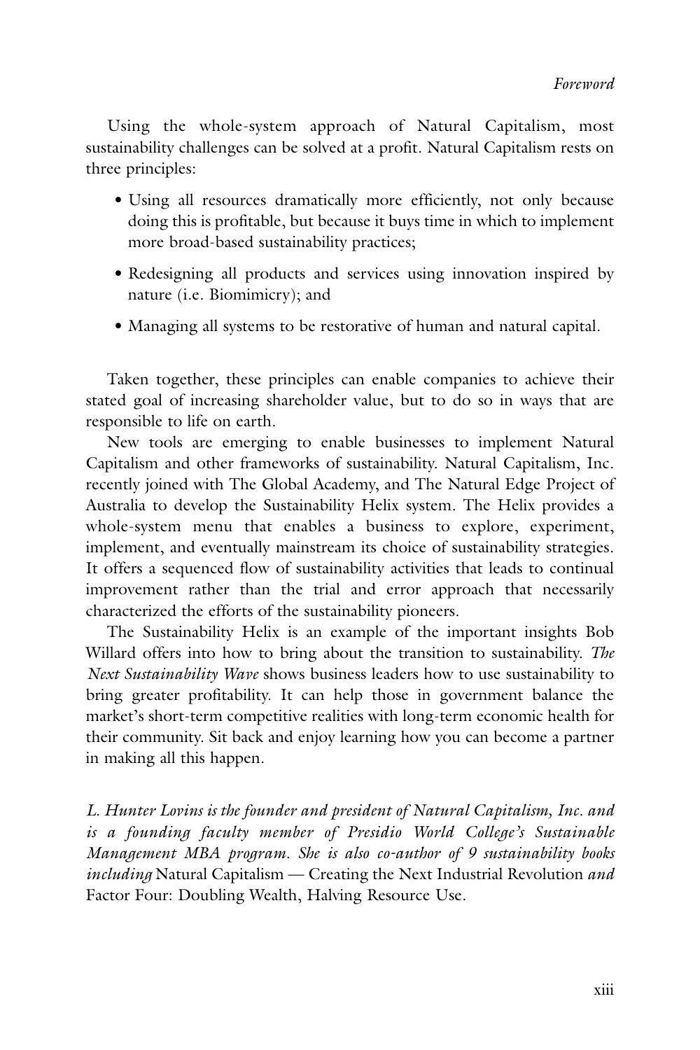Using the whole-system approach of Natural Capitalism, most sustainability challenges can be solved at a profit. Natural Capitalism rests on three principles:

- Using all resources dramatically more efficiently, not only because doing this is profitable, but because it buys time in which to implement more broad-based sustainability practices;
- Redesigning all products and services using innovation inspired by nature (i.e. Biomimicry); and
- Managing all systems to be restorative of human and natural capital.

Taken together, these principles can enable companies to achieve their stated goal of increasing shareholder value, but to do so in ways that are responsible to life on earth.

New tools are emerging to enable businesses to implement Natural Capitalism and other frameworks of sustainability. Natural Capitalism, Inc. recently joined with The Global Academy, and The Natural Edge Project of Australia to develop the Sustainability Helix system. The Helix provides a whole-system menu that enables a business to explore, experiment, implement, and eventually mainstream its choice of sustainability strategies. It offers a sequenced flow of sustainability activities that leads to continual improvement rather than the trial and error approach that necessarily characterized the efforts of the sustainability pioneers.

The Sustainability Helix is an example of the important insights Bob Willard offers into how to bring about the transition to sustainability. *The Next Sustainability Wave* shows business leaders how to use sustainability to bring greater profitability. It can help those in government balance the market's short-term competitive realities with long-term economic health for their community. Sit back and enjoy learning how you can become a partner in making all this happen.

*L. Hunter Lovins is the founder and president of Natural Capitalism, Inc. and is a founding faculty member of Presidio World College's Sustainable Management MBA program. She is also co-author of 9 sustainability books including* Natural Capitalism — Creating the Next Industrial Revolution *and* Factor Four: Doubling Wealth, Halving Resource Use.